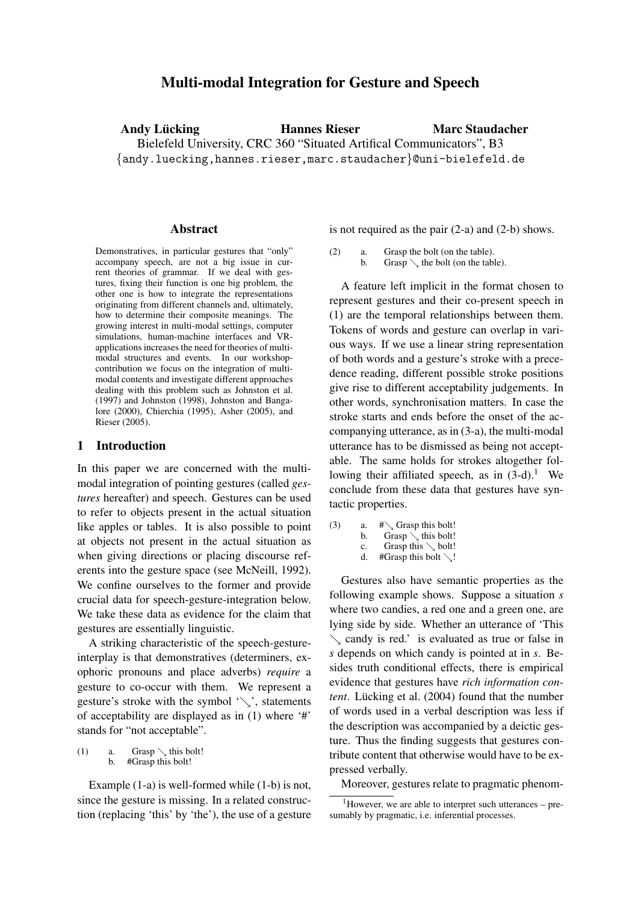# Multi-modal Integration for Gesture and Speech

**Andy Lücking** **Hannes Rieser** **Marc Staudacher**

Bielefeld University, CRC 360 "Situated Artifical Communicators", B3

{andy.luecking,hannes.rieser,marc.staudacher}@uni-bielefeld.de

## Abstract

Demonstratives, in particular gestures that "only" accompany speech, are not a big issue in current theories of grammar. If we deal with gestures, fixing their function is one big problem, the other one is how to integrate the representations originating from different channels and, ultimately, how to determine their composite meanings. The growing interest in multi-modal settings, computer simulations, human-machine interfaces and VR-applications increases the need for theories of multi-modal structures and events. In our workshop-contribution we focus on the integration of multi-modal contents and investigate different approaches dealing with this problem such as Johnston et al. (1997) and Johnston (1998), Johnston and Bangalore (2000), Chierchia (1995), Asher (2005), and Rieser (2005).

## 1 Introduction

In this paper we are concerned with the multi-modal integration of pointing gestures (called *gestures* hereafter) and speech. Gestures can be used to refer to objects present in the actual situation like apples or tables. It is also possible to point at objects not present in the actual situation as when giving directions or placing discourse referents into the gesture space (see McNeill, 1992). We confine ourselves to the former and provide crucial data for speech-gesture-integration below. We take these data as evidence for the claim that gestures are essentially linguistic.

A striking characteristic of the speech-gesture-interplay is that demonstratives (determiners, exophoric pronouns and place adverbs) *require* a gesture to co-occur with them. We represent a gesture's stroke with the symbol '↘', statements of acceptability are displayed as in (1) where '#' stands for "not acceptable".

(1) a. Grasp ↘ this bolt!
 b. #Grasp this bolt!

Example (1-a) is well-formed while (1-b) is not, since the gesture is missing. In a related construction (replacing 'this' by 'the'), the use of a gesture is not required as the pair (2-a) and (2-b) shows.

(2) a. Grasp the bolt (on the table).
 b. Grasp ↘ the bolt (on the table).

A feature left implicit in the format chosen to represent gestures and their co-present speech in (1) are the temporal relationships between them. Tokens of words and gesture can overlap in various ways. If we use a linear string representation of both words and a gesture's stroke with a precedence reading, different possible stroke positions give rise to different acceptability judgements. In other words, synchronisation matters. In case the stroke starts and ends before the onset of the accompanying utterance, as in (3-a), the multi-modal utterance has to be dismissed as being not acceptable. The same holds for strokes altogether following their affiliated speech, as in (3-d).[1] We conclude from these data that gestures have syntactic properties.

(3) a. #↘ Grasp this bolt!
 b. Grasp ↘ this bolt!
 c. Grasp this ↘ bolt!
 d. #Grasp this bolt ↘!

Gestures also have semantic properties as the following example shows. Suppose a situation *s* where two candies, a red one and a green one, are lying side by side. Whether an utterance of 'This ↘ candy is red.' is evaluated as true or false in *s* depends on which candy is pointed at in *s*. Besides truth conditional effects, there is empirical evidence that gestures have *rich information content*. Lücking et al. (2004) found that the number of words used in a verbal description was less if the description was accompanied by a deictic gesture. Thus the finding suggests that gestures contribute content that otherwise would have to be expressed verbally.

Moreover, gestures relate to pragmatic phenom-

[1] However, we are able to interpret such utterances – presumably by pragmatic, i.e. inferential processes.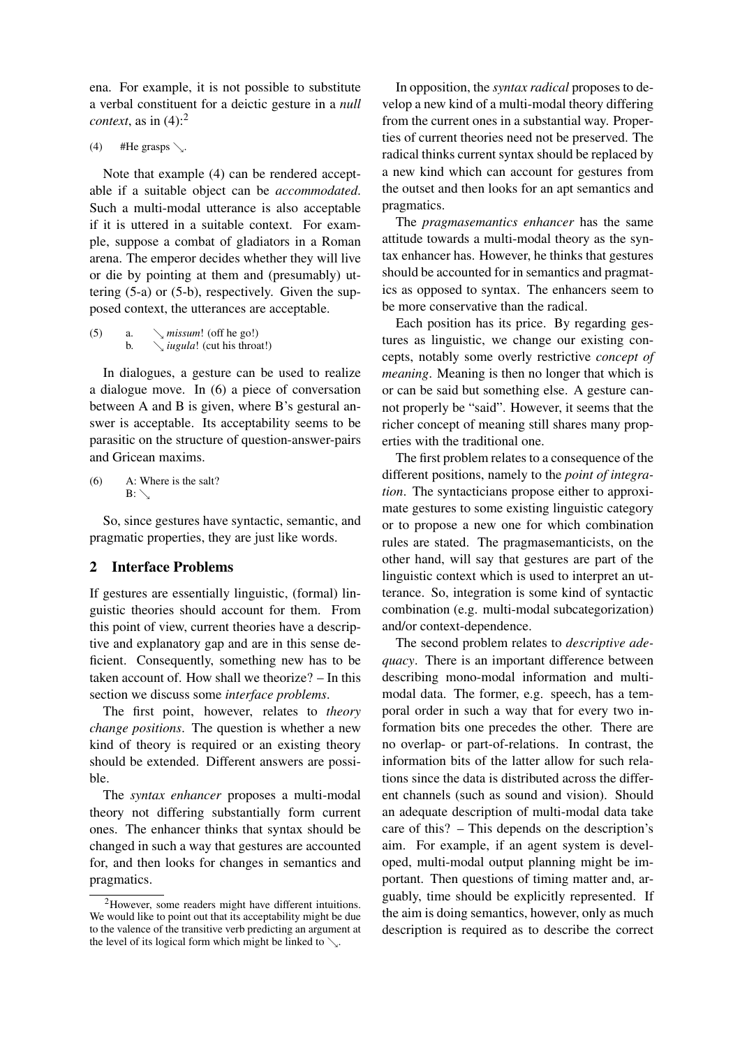ena. For example, it is not possible to substitute a verbal constituent for a deictic gesture in a *null context*, as in (4):[2]

(4) #He grasps ↘.

Note that example (4) can be rendered acceptable if a suitable object can be *accommodated*. Such a multi-modal utterance is also acceptable if it is uttered in a suitable context. For example, suppose a combat of gladiators in a Roman arena. The emperor decides whether they will live or die by pointing at them and (presumably) uttering (5-a) or (5-b), respectively. Given the supposed context, the utterances are acceptable.

(5) a. ↘ *missum*! (off he go!)
b. ↘ *iugula*! (cut his throat!)

In dialogues, a gesture can be used to realize a dialogue move. In (6) a piece of conversation between A and B is given, where B's gestural answer is acceptable. Its acceptability seems to be parasitic on the structure of question-answer-pairs and Gricean maxims.

(6) A: Where is the salt?
B: ↘

So, since gestures have syntactic, semantic, and pragmatic properties, they are just like words.

## 2 Interface Problems

If gestures are essentially linguistic, (formal) linguistic theories should account for them. From this point of view, current theories have a descriptive and explanatory gap and are in this sense deficient. Consequently, something new has to be taken account of. How shall we theorize? – In this section we discuss some *interface problems*.

The first point, however, relates to *theory change positions*. The question is whether a new kind of theory is required or an existing theory should be extended. Different answers are possible.

The *syntax enhancer* proposes a multi-modal theory not differing substantially form current ones. The enhancer thinks that syntax should be changed in such a way that gestures are accounted for, and then looks for changes in semantics and pragmatics.

In opposition, the *syntax radical* proposes to develop a new kind of a multi-modal theory differing from the current ones in a substantial way. Properties of current theories need not be preserved. The radical thinks current syntax should be replaced by a new kind which can account for gestures from the outset and then looks for an apt semantics and pragmatics.

The *pragmasemantics enhancer* has the same attitude towards a multi-modal theory as the syntax enhancer has. However, he thinks that gestures should be accounted for in semantics and pragmatics as opposed to syntax. The enhancers seem to be more conservative than the radical.

Each position has its price. By regarding gestures as linguistic, we change our existing concepts, notably some overly restrictive *concept of meaning*. Meaning is then no longer that which is or can be said but something else. A gesture cannot properly be "said". However, it seems that the richer concept of meaning still shares many properties with the traditional one.

The first problem relates to a consequence of the different positions, namely to the *point of integration*. The syntacticians propose either to approximate gestures to some existing linguistic category or to propose a new one for which combination rules are stated. The pragmasemanticists, on the other hand, will say that gestures are part of the linguistic context which is used to interpret an utterance. So, integration is some kind of syntactic combination (e.g. multi-modal subcategorization) and/or context-dependence.

The second problem relates to *descriptive adequacy*. There is an important difference between describing mono-modal information and multi-modal data. The former, e.g. speech, has a temporal order in such a way that for every two information bits one precedes the other. There are no overlap- or part-of-relations. In contrast, the information bits of the latter allow for such relations since the data is distributed across the different channels (such as sound and vision). Should an adequate description of multi-modal data take care of this? – This depends on the description's aim. For example, if an agent system is developed, multi-modal output planning might be important. Then questions of timing matter and, arguably, time should be explicitly represented. If the aim is doing semantics, however, only as much description is required as to describe the correct

[2] However, some readers might have different intuitions. We would like to point out that its acceptability might be due to the valence of the transitive verb predicting an argument at the level of its logical form which might be linked to ↘.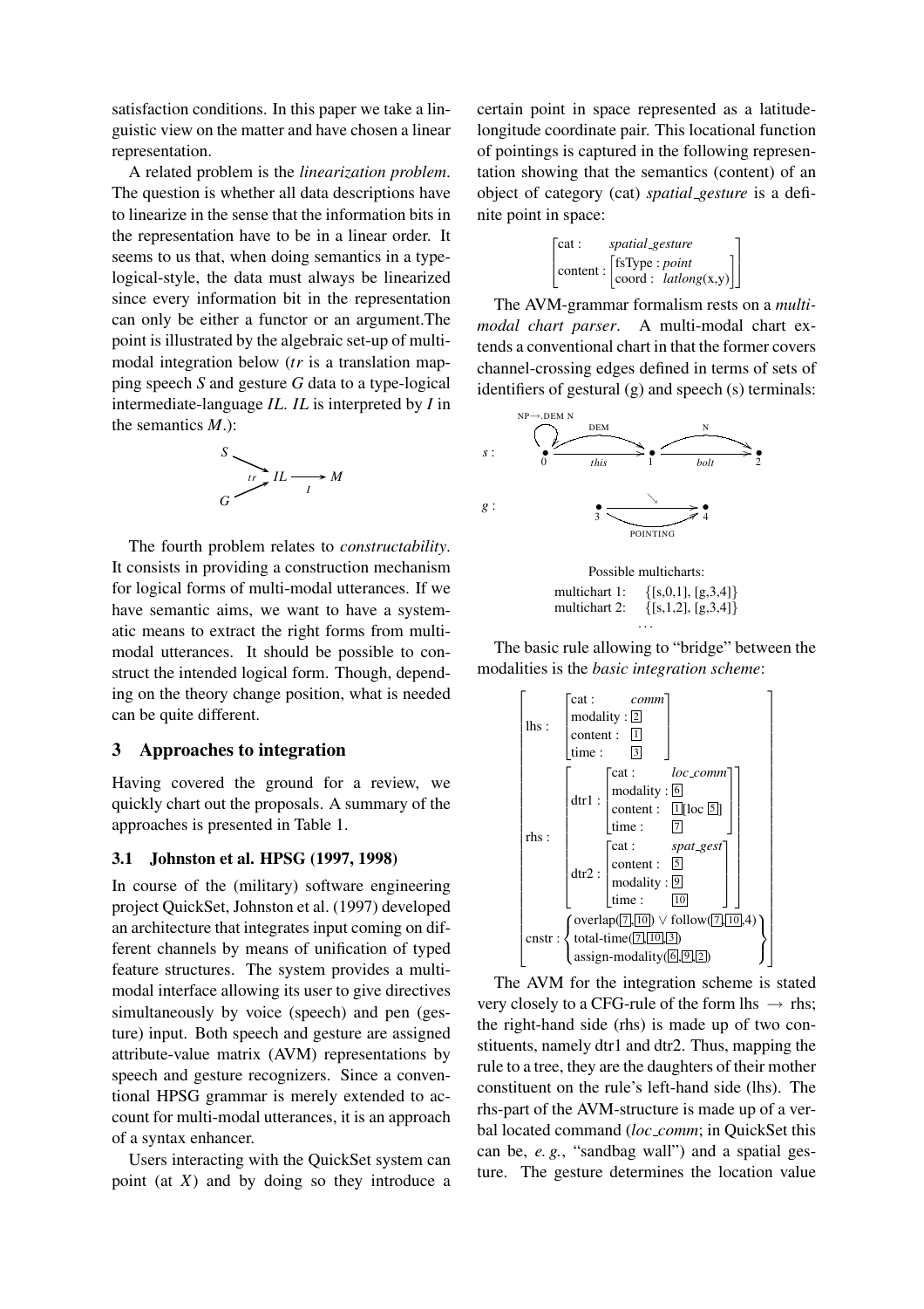satisfaction conditions. In this paper we take a linguistic view on the matter and have chosen a linear representation.

A related problem is the *linearization problem*. The question is whether all data descriptions have to linearize in the sense that the information bits in the representation have to be in a linear order. It seems to us that, when doing semantics in a type-logical-style, the data must always be linearized since every information bit in the representation can only be either a functor or an argument.The point is illustrated by the algebraic set-up of multi-modal integration below (*tr* is a translation mapping speech *S* and gesture *G* data to a type-logical intermediate-language *IL*. *IL* is interpreted by *I* in the semantics *M*.):

$$\begin{array}{l} S \searrow^{tr} \\ \quad\quad IL \xrightarrow{I} M \\ G \nearrow \end{array}$$

The fourth problem relates to *constructability*. It consists in providing a construction mechanism for logical forms of multi-modal utterances. If we have semantic aims, we want to have a systematic means to extract the right forms from multi-modal utterances. It should be possible to construct the intended logical form. Though, depending on the theory change position, what is needed can be quite different.

## 3 Approaches to integration

Having covered the ground for a review, we quickly chart out the proposals. A summary of the approaches is presented in Table 1.

### 3.1 Johnston et al. HPSG (1997, 1998)

In course of the (military) software engineering project QuickSet, Johnston et al. (1997) developed an architecture that integrates input coming on different channels by means of unification of typed feature structures. The system provides a multi-modal interface allowing its user to give directives simultaneously by voice (speech) and pen (gesture) input. Both speech and gesture are assigned attribute-value matrix (AVM) representations by speech and gesture recognizers. Since a conventional HPSG grammar is merely extended to account for multi-modal utterances, it is an approach of a syntax enhancer.

Users interacting with the QuickSet system can point (at *X*) and by doing so they introduce a certain point in space represented as a latitude-longitude coordinate pair. This locational function of pointings is captured in the following representation showing that the semantics (content) of an object of category (cat) *spatial_gesture* is a definite point in space:

$$\begin{bmatrix} \text{cat :} & \textit{spatial\_gesture} \\ \text{content :} & \begin{bmatrix} \text{fsType : } \textit{point} \\ \text{coord : } \textit{latlong}(x,y) \end{bmatrix} \end{bmatrix}$$

The AVM-grammar formalism rests on a *multi-modal chart parser*. A multi-modal chart extends a conventional chart in that the former covers channel-crossing edges defined in terms of sets of identifiers of gestural (g) and speech (s) terminals:

s : nodes 0, 1, 2; edges: NP→.DEM N (loop at 0); DEM (0→1, *this*); N (1→2, *bolt*)

g : nodes 3, 4; edge: POINTING (3→4, ↘)

Possible multicharts:

multichart 1: {[s,0,1], [g,3,4]}
multichart 2: {[s,1,2], [g,3,4]}
...

The basic rule allowing to "bridge" between the modalities is the *basic integration scheme*:

$$\begin{bmatrix} \text{lhs :} & \begin{bmatrix} \text{cat :} & \textit{comm} \\ \text{modality :} & \boxed{2} \\ \text{content :} & \boxed{1} \\ \text{time :} & \boxed{3} \end{bmatrix} \\ \text{rhs :} & \begin{bmatrix} \text{dtr1 :} & \begin{bmatrix} \text{cat :} & \textit{loc\_comm} \\ \text{modality :} & \boxed{6} \\ \text{content :} & \boxed{1}[\text{loc } \boxed{5}] \\ \text{time :} & \boxed{7} \end{bmatrix} \\ \text{dtr2 :} & \begin{bmatrix} \text{cat :} & \textit{spat\_gest} \\ \text{content :} & \boxed{5} \\ \text{modality :} & \boxed{9} \\ \text{time :} & \boxed{10} \end{bmatrix} \end{bmatrix} \\ \text{cnstr :} & \begin{Bmatrix} \text{overlap}(\boxed{7},\boxed{10}) \vee \text{follow}(\boxed{7},\boxed{10},4) \\ \text{total-time}(\boxed{7},\boxed{10},\boxed{3}) \\ \text{assign-modality}(\boxed{6},\boxed{9},\boxed{2}) \end{Bmatrix} \end{bmatrix}$$

The AVM for the integration scheme is stated very closely to a CFG-rule of the form lhs $\rightarrow$ rhs; the right-hand side (rhs) is made up of two constituents, namely dtr1 and dtr2. Thus, mapping the rule to a tree, they are the daughters of their mother constituent on the rule's left-hand side (lhs). The rhs-part of the AVM-structure is made up of a verbal located command (*loc_comm*; in QuickSet this can be, *e. g.*, "sandbag wall") and a spatial gesture. The gesture determines the location value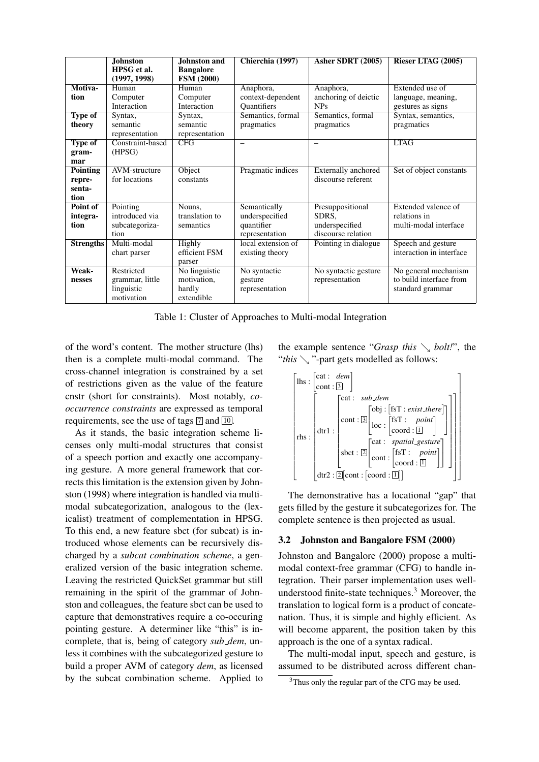| | **Johnston HPSG et al. (1997, 1998)** | **Johnston and Bangalore FSM (2000)** | **Chierchia (1997)** | **Asher SDRT (2005)** | **Rieser LTAG (2005)** |
|---|---|---|---|---|---|
| **Motivation** | Human Computer Interaction | Human Computer Interaction | Anaphora, context-dependent Quantifiers | Anaphora, anchoring of deictic NPs | Extended use of language, meaning, gestures as signs |
| **Type of theory** | Syntax, semantic representation | Syntax, semantic representation | Semantics, formal pragmatics | Semantics, formal pragmatics | Syntax, semantics, pragmatics |
| **Type of grammar** | Constraint-based (HPSG) | CFG | – | – | LTAG |
| **Pointing representation** | AVM-structure for locations | Object constants | Pragmatic indices | Externally anchored discourse referent | Set of object constants |
| **Point of integration** | Pointing introduced via subcategorization | Nouns, translation to semantics | Semantically underspecified quantifier representation | Presuppositional SDRS, underspecified discourse relation | Extended valence of relations in multi-modal interface |
| **Strengths** | Multi-modal chart parser | Highly efficient FSM parser | local extension of existing theory | Pointing in dialogue | Speech and gesture interaction in interface |
| **Weaknesses** | Restricted grammar, little linguistic motivation | No linguistic motivation, hardly extendible | No syntactic gesture representation | No syntactic gesture representation | No general mechanism to build interface from standard grammar |

Table 1: Cluster of Approaches to Multi-modal Integration

of the word's content. The mother structure (lhs) then is a complete multi-modal command. The cross-channel integration is constrained by a set of restrictions given as the value of the feature cnstr (short for constraints). Most notably, *co-occurrence constraints* are expressed as temporal requirements, see the use of tags $\boxed{7}$ and $\boxed{10}$.

As it stands, the basic integration scheme licenses only multi-modal structures that consist of a speech portion and exactly one accompanying gesture. A more general framework that corrects this limitation is the extension given by Johnston (1998) where integration is handled via multi-modal subcategorization, analogous to the (lexicalist) treatment of complementation in HPSG. To this end, a new feature sbct (for subcat) is introduced whose elements can be recursively discharged by a *subcat combination scheme*, a generalized version of the basic integration scheme. Leaving the restricted QuickSet grammar but still remaining in the spirit of the grammar of Johnston and colleagues, the feature sbct can be used to capture that demonstratives require a co-occuring pointing gesture. A determiner like "this" is incomplete, that is, being of category *sub_dem*, unless it combines with the subcategorized gesture to build a proper AVM of category *dem*, as licensed by the subcat combination scheme. Applied to the example sentence "*Grasp this* $\searrow$ *bolt!*", the "*this* $\searrow$"-part gets modelled as follows:

$$\begin{bmatrix} \text{lhs}: \begin{bmatrix} \text{cat}: \; \textit{dem} \\ \text{cont}: \boxed{3} \end{bmatrix} \\ \text{rhs}: \begin{bmatrix} \text{dtr1}: \begin{bmatrix} \text{cat}: \; \textit{sub\_dem} \\ \text{cont}: \boxed{3} \begin{bmatrix} \text{obj}: \begin{bmatrix} \text{fsT}: \textit{exist\_there} \end{bmatrix} \\ \text{loc}: \begin{bmatrix} \text{fsT}: \; \textit{point} \\ \text{coord}: \boxed{1} \end{bmatrix} \end{bmatrix} \\ \text{sbct}: \boxed{2} \begin{bmatrix} \text{cat}: \; \textit{spatial\_gesture} \\ \text{cont}: \begin{bmatrix} \text{fsT}: \; \textit{point} \\ \text{coord}: \boxed{1} \end{bmatrix} \end{bmatrix} \end{bmatrix} \\ \text{dtr2}: \boxed{2} \begin{bmatrix} \text{cont}: \begin{bmatrix} \text{coord}: \boxed{1} \end{bmatrix} \end{bmatrix} \end{bmatrix} \end{bmatrix}$$

The demonstrative has a locational "gap" that gets filled by the gesture it subcategorizes for. The complete sentence is then projected as usual.

### 3.2 Johnston and Bangalore FSM (2000)

Johnston and Bangalore (2000) propose a multi-modal context-free grammar (CFG) to handle integration. Their parser implementation uses well-understood finite-state techniques.[3] Moreover, the translation to logical form is a product of concatenation. Thus, it is simple and highly efficient. As will become apparent, the position taken by this approach is the one of a syntax radical.

The multi-modal input, speech and gesture, is assumed to be distributed across different chan-

[3] Thus only the regular part of the CFG may be used.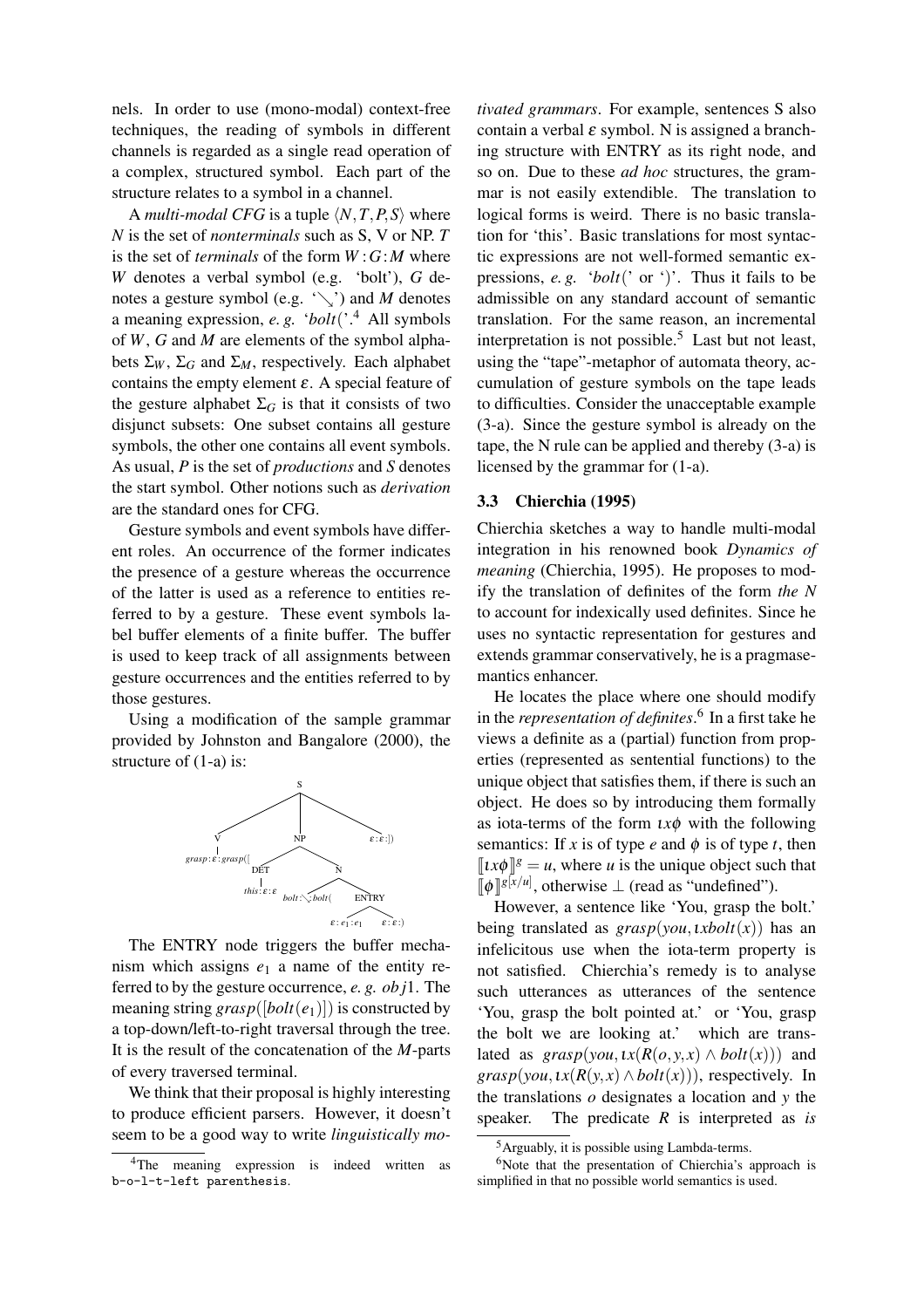nels. In order to use (mono-modal) context-free techniques, the reading of symbols in different channels is regarded as a single read operation of a complex, structured symbol. Each part of the structure relates to a symbol in a channel.

A *multi-modal CFG* is a tuple $\langle N, T, P, S\rangle$ where $N$ is the set of *nonterminals* such as S, V or NP. $T$ is the set of *terminals* of the form $W:G:M$ where $W$ denotes a verbal symbol (e.g. 'bolt'), $G$ denotes a gesture symbol (e.g. '$\searrow$') and $M$ denotes a meaning expression, *e. g.* '$bolt($'.[4] All symbols of $W$, $G$ and $M$ are elements of the symbol alphabets $\Sigma_W$, $\Sigma_G$ and $\Sigma_M$, respectively. Each alphabet contains the empty element $\varepsilon$. A special feature of the gesture alphabet $\Sigma_G$ is that it consists of two disjunct subsets: One subset contains all gesture symbols, the other one contains all event symbols. As usual, $P$ is the set of *productions* and $S$ denotes the start symbol. Other notions such as *derivation* are the standard ones for CFG.

Gesture symbols and event symbols have different roles. An occurrence of the former indicates the presence of a gesture whereas the occurrence of the latter is used as a reference to entities referred to by a gesture. These event symbols label buffer elements of a finite buffer. The buffer is used to keep track of all assignments between gesture occurrences and the entities referred to by those gestures.

Using a modification of the sample grammar provided by Johnston and Bangalore (2000), the structure of (1-a) is:

```
S
├── V
│   └── grasp : ε : grasp([
├── NP
│   ├── DET
│   │   └── this : ε : ε
│   └── N
│       ├── bolt : ↘ : bolt(
│       └── ENTRY
│           ├── ε : e1 : e1
│           └── ε : ε : )
└── ε : ε : ])
```

The ENTRY node triggers the buffer mechanism which assigns $e_1$ a name of the entity referred to by the gesture occurrence, *e. g.* $obj1$. The meaning string $grasp([bolt(e_1)])$ is constructed by a top-down/left-to-right traversal through the tree. It is the result of the concatenation of the $M$-parts of every traversed terminal.

We think that their proposal is highly interesting to produce efficient parsers. However, it doesn't seem to be a good way to write *linguistically motivated grammars*. For example, sentences S also contain a verbal $\varepsilon$ symbol. N is assigned a branching structure with ENTRY as its right node, and so on. Due to these *ad hoc* structures, the grammar is not easily extendible. The translation to logical forms is weird. There is no basic translation for 'this'. Basic translations for most syntactic expressions are not well-formed semantic expressions, *e. g.* '$bolt($' or '$)$'. Thus it fails to be admissible on any standard account of semantic translation. For the same reason, an incremental interpretation is not possible.[5] Last but not least, using the "tape"-metaphor of automata theory, accumulation of gesture symbols on the tape leads to difficulties. Consider the unacceptable example (3-a). Since the gesture symbol is already on the tape, the N rule can be applied and thereby (3-a) is licensed by the grammar for (1-a).

### 3.3 Chierchia (1995)

Chierchia sketches a way to handle multi-modal integration in his renowned book *Dynamics of meaning* (Chierchia, 1995). He proposes to modify the translation of definites of the form *the N* to account for indexically used definites. Since he uses no syntactic representation for gestures and extends grammar conservatively, he is a pragmasemantics enhancer.

He locates the place where one should modify in the *representation of definites*.[6] In a first take he views a definite as a (partial) function from properties (represented as sentential functions) to the unique object that satisfies them, if there is such an object. He does so by introducing them formally as iota-terms of the form $\iota x\phi$ with the following semantics: If $x$ is of type $e$ and $\phi$ is of type $t$, then $[\![\iota x\phi]\!]^g = u$, where $u$ is the unique object such that $[\![\phi]\!]^{g[x/u]}$, otherwise $\perp$ (read as "undefined").

However, a sentence like 'You, grasp the bolt.' being translated as $grasp(you, \iota x bolt(x))$ has an infelicitous use when the iota-term property is not satisfied. Chierchia's remedy is to analyse such utterances as utterances of the sentence 'You, grasp the bolt pointed at.' or 'You, grasp the bolt we are looking at.' which are translated as $grasp(you, \iota x(R(o,y,x) \wedge bolt(x)))$ and $grasp(you, \iota x(R(y,x) \wedge bolt(x)))$, respectively. In the translations $o$ designates a location and $y$ the speaker. The predicate $R$ is interpreted as *is*

---

[4] The meaning expression is indeed written as `b-o-l-t-left parenthesis`.

[5] Arguably, it is possible using Lambda-terms.

[6] Note that the presentation of Chierchia's approach is simplified in that no possible world semantics is used.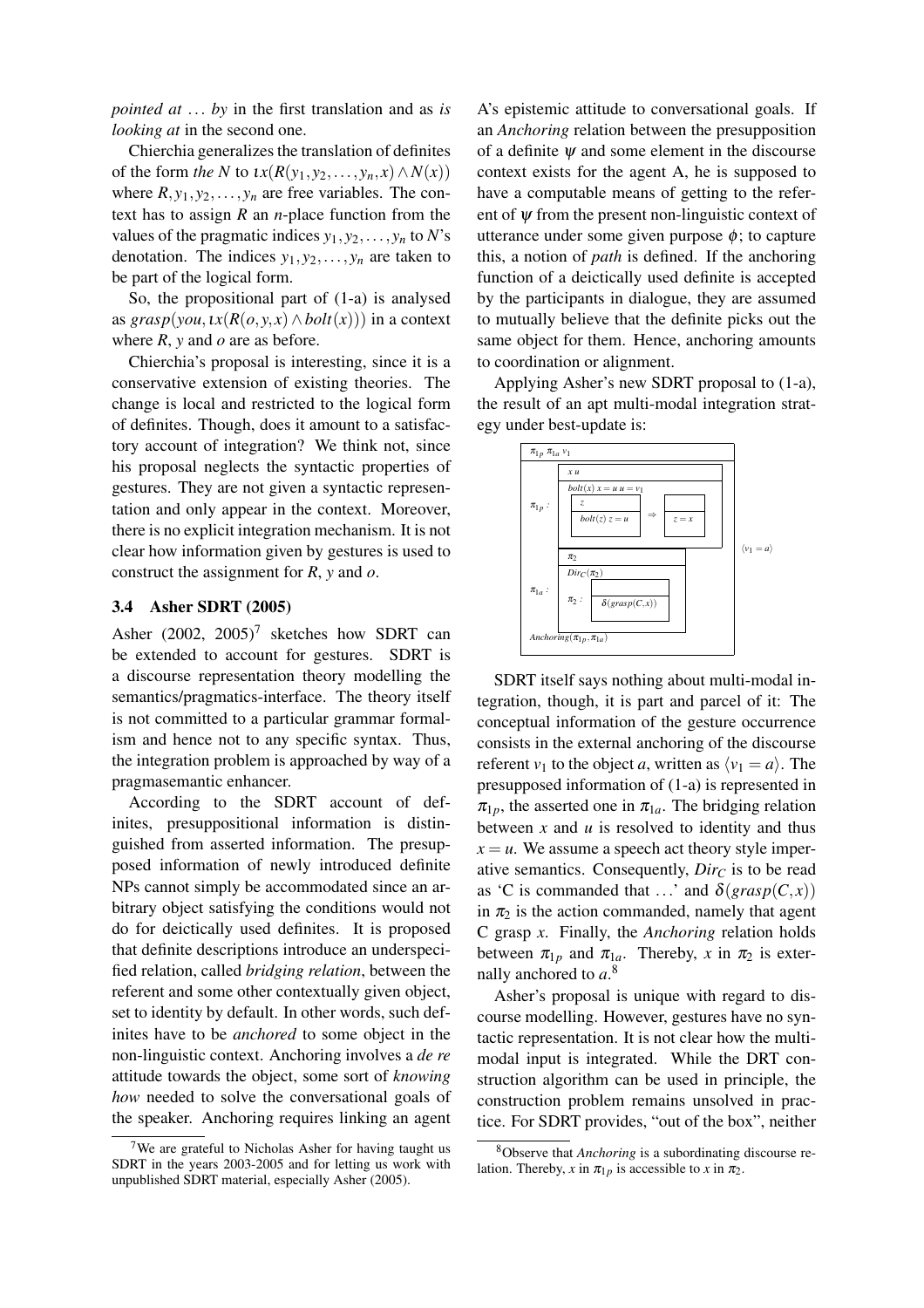*pointed at* ... *by* in the first translation and as *is looking at* in the second one.

Chierchia generalizes the translation of definites of the form *the N* to $\iota x(R(y_1, y_2, \ldots, y_n, x) \wedge N(x))$ where $R, y_1, y_2, \ldots, y_n$ are free variables. The context has to assign $R$ an $n$-place function from the values of the pragmatic indices $y_1, y_2, \ldots, y_n$ to $N$'s denotation. The indices $y_1, y_2, \ldots, y_n$ are taken to be part of the logical form.

So, the propositional part of (1-a) is analysed as $grasp(you, \iota x(R(o, y, x) \wedge bolt(x)))$ in a context where $R$, $y$ and $o$ are as before.

Chierchia's proposal is interesting, since it is a conservative extension of existing theories. The change is local and restricted to the logical form of definites. Though, does it amount to a satisfactory account of integration? We think not, since his proposal neglects the syntactic properties of gestures. They are not given a syntactic representation and only appear in the context. Moreover, there is no explicit integration mechanism. It is not clear how information given by gestures is used to construct the assignment for $R$, $y$ and $o$.

### 3.4 Asher SDRT (2005)

Asher (2002, 2005)[7] sketches how SDRT can be extended to account for gestures. SDRT is a discourse representation theory modelling the semantics/pragmatics-interface. The theory itself is not committed to a particular grammar formalism and hence not to any specific syntax. Thus, the integration problem is approached by way of a pragmasemantic enhancer.

According to the SDRT account of definites, presuppositional information is distinguished from asserted information. The presupposed information of newly introduced definite NPs cannot simply be accommodated since an arbitrary object satisfying the conditions would not do for deictically used definites. It is proposed that definite descriptions introduce an underspecified relation, called *bridging relation*, between the referent and some other contextually given object, set to identity by default. In other words, such definites have to be *anchored* to some object in the non-linguistic context. Anchoring involves a *de re* attitude towards the object, some sort of *knowing how* needed to solve the conversational goals of the speaker. Anchoring requires linking an agent A's epistemic attitude to conversational goals. If an *Anchoring* relation between the presupposition of a definite $\psi$ and some element in the discourse context exists for the agent A, he is supposed to have a computable means of getting to the referent of $\psi$ from the present non-linguistic context of utterance under some given purpose $\phi$; to capture this, a notion of *path* is defined. If the anchoring function of a deictically used definite is accepted by the participants in dialogue, they are assumed to mutually believe that the definite picks out the same object for them. Hence, anchoring amounts to coordination or alignment.

Applying Asher's new SDRT proposal to (1-a), the result of an apt multi-modal integration strategy under best-update is:

```
┌──────────────────────────────────────────────────────┐
│ π1p π1a v1                                           │
├──────────────────────────────────────────────────────┤
│         ┌─────────────────────────────────┐          │
│         │ x u                             │          │
│         ├─────────────────────────────────┤          │
│         │ bolt(x) x = u u = v1            │          │
│ π1p :   │ ┌───────────────┐    ┌────────┐ │          │
│         │ │ z             │    │        │ │          │
│         │ ├───────────────┤ ⇒  ├────────┤ │          │
│         │ │ bolt(z) z = u │    │ z = x  │ │          │
│         │ └───────────────┘    └────────┘ │          │
│         └─────────────────────────────────┘          │  ⟨v1 = a⟩
│         ┌──────────────────────────┐                 │
│         │ π2                       │                 │
│         ├──────────────────────────┤                 │
│ π1a :   │ DirC(π2)                 │                 │
│         │      ┌─────────────────┐ │                 │
│         │ π2 : │                 │ │                 │
│         │      ├─────────────────┤ │                 │
│         │      │ δ(grasp(C,x))   │ │                 │
│         │      └─────────────────┘ │                 │
│         └──────────────────────────┘                 │
│ Anchoring(π1p, π1a)                                  │
└──────────────────────────────────────────────────────┘
```

SDRT itself says nothing about multi-modal integration, though, it is part and parcel of it: The conceptual information of the gesture occurrence consists in the external anchoring of the discourse referent $v_1$ to the object $a$, written as $\langle v_1 = a \rangle$. The presupposed information of (1-a) is represented in $\pi_{1p}$, the asserted one in $\pi_{1a}$. The bridging relation between $x$ and $u$ is resolved to identity and thus $x = u$. We assume a speech act theory style imperative semantics. Consequently, $Dir_C$ is to be read as 'C is commanded that ...' and $\delta(grasp(C, x))$ in $\pi_2$ is the action commanded, namely that agent C grasp $x$. Finally, the *Anchoring* relation holds between $\pi_{1p}$ and $\pi_{1a}$. Thereby, $x$ in $\pi_2$ is externally anchored to $a$.[8]

Asher's proposal is unique with regard to discourse modelling. However, gestures have no syntactic representation. It is not clear how the multi-modal input is integrated. While the DRT construction algorithm can be used in principle, the construction problem remains unsolved in practice. For SDRT provides, "out of the box", neither

---

[7] We are grateful to Nicholas Asher for having taught us SDRT in the years 2003-2005 and for letting us work with unpublished SDRT material, especially Asher (2005).

[8] Observe that *Anchoring* is a subordinating discourse relation. Thereby, $x$ in $\pi_{1p}$ is accessible to $x$ in $\pi_2$.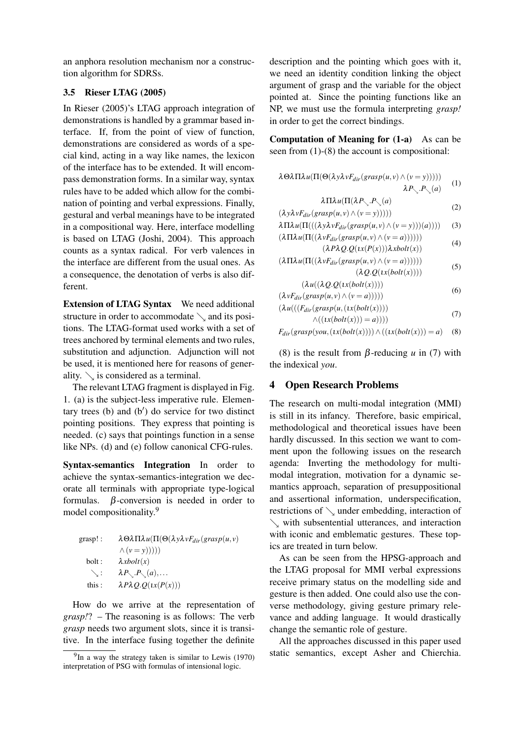an anphora resolution mechanism nor a construction algorithm for SDRSs.

### 3.5 Rieser LTAG (2005)

In Rieser (2005)'s LTAG approach integration of demonstrations is handled by a grammar based interface. If, from the point of view of function, demonstrations are considered as words of a special kind, acting in a way like names, the lexicon of the interface has to be extended. It will encompass demonstration forms. In a similar way, syntax rules have to be added which allow for the combination of pointing and verbal expressions. Finally, gestural and verbal meanings have to be integrated in a compositional way. Here, interface modelling is based on LTAG (Joshi, 2004). This approach counts as a syntax radical. For verb valences in the interface are different from the usual ones. As a consequence, the denotation of verbs is also different.

**Extension of LTAG Syntax** We need additional structure in order to accommodate $\searrow$ and its positions. The LTAG-format used works with a set of trees anchored by terminal elements and two rules, substitution and adjunction. Adjunction will not be used, it is mentioned here for reasons of generality. $\searrow$ is considered as a terminal.

The relevant LTAG fragment is displayed in Fig. 1. (a) is the subject-less imperative rule. Elementary trees (b) and (b′) do service for two distinct pointing positions. They express that pointing is needed. (c) says that pointings function in a sense like NPs. (d) and (e) follow canonical CFG-rules.

**Syntax-semantics Integration** In order to achieve the syntax-semantics-integration we decorate all terminals with appropriate type-logical formulas. $\beta$-conversion is needed in order to model compositionality.[9]

$$\begin{aligned}
\text{grasp!}: &\quad \lambda\Theta\lambda\Pi\lambda u(\Pi(\Theta(\lambda y \lambda v F_{dir}(grasp(u,v) \\
&\quad \wedge (v = y))))) \\
\text{bolt}: &\quad \lambda x bolt(x) \\
\searrow: &\quad \lambda P_{\searrow}.P_{\searrow}(a), \ldots \\
\text{this}: &\quad \lambda P \lambda Q.Q(\iota x(P(x)))
\end{aligned}$$

How do we arrive at the representation of *grasp!*? – The reasoning is as follows: The verb *grasp* needs two argument slots, since it is transitive. In the interface fusing together the definite description and the pointing which goes with it, we need an identity condition linking the object argument of grasp and the variable for the object pointed at. Since the pointing functions like an NP, we must use the formula interpreting *grasp!* in order to get the correct bindings.

**Computation of Meaning for (1-a)** As can be seen from (1)-(8) the account is compositional:

$$\lambda\Theta\lambda\Pi\lambda u(\Pi(\Theta(\lambda y \lambda v F_{dir}(grasp(u,v) \wedge (v = y))))) \; \lambda P_{\searrow}.P_{\searrow}(a) \quad (1)$$

$$\lambda\Pi\lambda u(\Pi(\lambda P_{\searrow}.P_{\searrow}(a) \; (\lambda y \lambda v F_{dir}(grasp(u,v) \wedge (v = y))))) \quad (2)$$

$$\lambda\Pi\lambda u(\Pi(((\lambda y \lambda v F_{dir}(grasp(u,v) \wedge (v = y)))(a)))) \quad (3)$$

$$(\lambda\Pi\lambda u(\Pi((\lambda v F_{dir}(grasp(u,v) \wedge (v = a)))))) \; (\lambda P \lambda Q.Q(\iota x(P(x))) \lambda x bolt(x)) \quad (4)$$

$$(\lambda\Pi\lambda u(\Pi((\lambda v F_{dir}(grasp(u,v) \wedge (v = a)))))) \; (\lambda Q.Q(\iota x(bolt(x)))) \quad (5)$$

$$(\lambda u((\lambda Q.Q(\iota x(bolt(x)))) \; (\lambda v F_{dir}(grasp(u,v) \wedge (v = a))))) \quad (6)$$

$$(\lambda u(((F_{dir}(grasp(u,(\iota x(bolt(x)))) \wedge ((\iota x(bolt(x))) = a)))) \quad (7)$$

$$F_{dir}(grasp(you,(\iota x(bolt(x))))) \wedge ((\iota x(bolt(x))) = a) \quad (8)$$

(8) is the result from $\beta$-reducing $u$ in (7) with the indexical *you*.

## 4 Open Research Problems

The research on multi-modal integration (MMI) is still in its infancy. Therefore, basic empirical, methodological and theoretical issues have been hardly discussed. In this section we want to comment upon the following issues on the research agenda: Inverting the methodology for multimodal integration, motivation for a dynamic semantics approach, separation of presuppositional and assertional information, underspecification, restrictions of $\searrow$ under embedding, interaction of $\searrow$ with subsentential utterances, and interaction with iconic and emblematic gestures. These topics are treated in turn below.

As can be seen from the HPSG-approach and the LTAG proposal for MMI verbal expressions receive primary status on the modelling side and gesture is then added. One could also use the converse methodology, giving gesture primary relevance and adding language. It would drastically change the semantic role of gesture.

All the approaches discussed in this paper used static semantics, except Asher and Chierchia.

[9] In a way the strategy taken is similar to Lewis (1970) interpretation of PSG with formulas of intensional logic.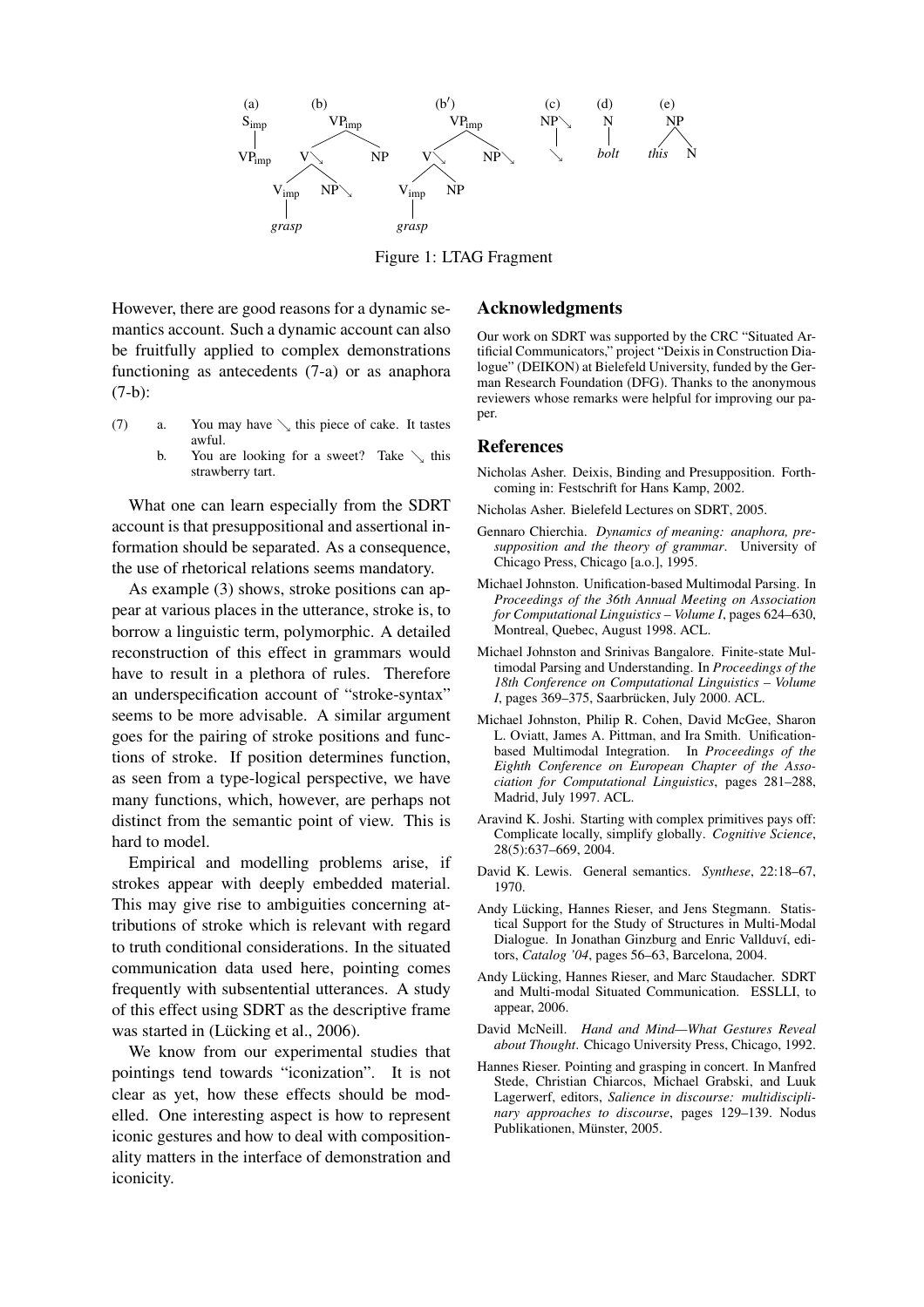(a) (b) (b′) (c) (d) (e)

$S_{imp}$ $VP_{imp}$ $VP_{imp}$ NP↘ N NP

$VP_{imp}$ V↘ NP V↘ NP↘ ↘ *bolt* *this* N

$V_{imp}$ NP↘ $V_{imp}$ NP

*grasp* *grasp*

Figure 1: LTAG Fragment

However, there are good reasons for a dynamic semantics account. Such a dynamic account can also be fruitfully applied to complex demonstrations functioning as antecedents (7-a) or as anaphora (7-b):

(7) a. You may have ↘ this piece of cake. It tastes awful.
 b. You are looking for a sweet? Take ↘ this strawberry tart.

What one can learn especially from the SDRT account is that presuppositional and assertional information should be separated. As a consequence, the use of rhetorical relations seems mandatory.

As example (3) shows, stroke positions can appear at various places in the utterance, stroke is, to borrow a linguistic term, polymorphic. A detailed reconstruction of this effect in grammars would have to result in a plethora of rules. Therefore an underspecification account of "stroke-syntax" seems to be more advisable. A similar argument goes for the pairing of stroke positions and functions of stroke. If position determines function, as seen from a type-logical perspective, we have many functions, which, however, are perhaps not distinct from the semantic point of view. This is hard to model.

Empirical and modelling problems arise, if strokes appear with deeply embedded material. This may give rise to ambiguities concerning attributions of stroke which is relevant with regard to truth conditional considerations. In the situated communication data used here, pointing comes frequently with subsentential utterances. A study of this effect using SDRT as the descriptive frame was started in (Lücking et al., 2006).

We know from our experimental studies that pointings tend towards "iconization". It is not clear as yet, how these effects should be modelled. One interesting aspect is how to represent iconic gestures and how to deal with compositionality matters in the interface of demonstration and iconicity.

## Acknowledgments

Our work on SDRT was supported by the CRC "Situated Artificial Communicators," project "Deixis in Construction Dialogue" (DEIKON) at Bielefeld University, funded by the German Research Foundation (DFG). Thanks to the anonymous reviewers whose remarks were helpful for improving our paper.

## References

Nicholas Asher. Deixis, Binding and Presupposition. Forthcoming in: Festschrift for Hans Kamp, 2002.

Nicholas Asher. Bielefeld Lectures on SDRT, 2005.

Gennaro Chierchia. *Dynamics of meaning: anaphora, presupposition and the theory of grammar*. University of Chicago Press, Chicago [a.o.], 1995.

Michael Johnston. Unification-based Multimodal Parsing. In *Proceedings of the 36th Annual Meeting on Association for Computational Linguistics – Volume I*, pages 624–630, Montreal, Quebec, August 1998. ACL.

Michael Johnston and Srinivas Bangalore. Finite-state Multimodal Parsing and Understanding. In *Proceedings of the 18th Conference on Computational Linguistics – Volume I*, pages 369–375, Saarbrücken, July 2000. ACL.

Michael Johnston, Philip R. Cohen, David McGee, Sharon L. Oviatt, James A. Pittman, and Ira Smith. Unification-based Multimodal Integration. In *Proceedings of the Eighth Conference on European Chapter of the Association for Computational Linguistics*, pages 281–288, Madrid, July 1997. ACL.

Aravind K. Joshi. Starting with complex primitives pays off: Complicate locally, simplify globally. *Cognitive Science*, 28(5):637–669, 2004.

David K. Lewis. General semantics. *Synthese*, 22:18–67, 1970.

Andy Lücking, Hannes Rieser, and Jens Stegmann. Statistical Support for the Study of Structures in Multi-Modal Dialogue. In Jonathan Ginzburg and Enric Vallduví, editors, *Catalog '04*, pages 56–63, Barcelona, 2004.

Andy Lücking, Hannes Rieser, and Marc Staudacher. SDRT and Multi-modal Situated Communication. ESSLLI, to appear, 2006.

David McNeill. *Hand and Mind—What Gestures Reveal about Thought*. Chicago University Press, Chicago, 1992.

Hannes Rieser. Pointing and grasping in concert. In Manfred Stede, Christian Chiarcos, Michael Grabski, and Luuk Lagerwerf, editors, *Salience in discourse: multidisciplinary approaches to discourse*, pages 129–139. Nodus Publikationen, Münster, 2005.